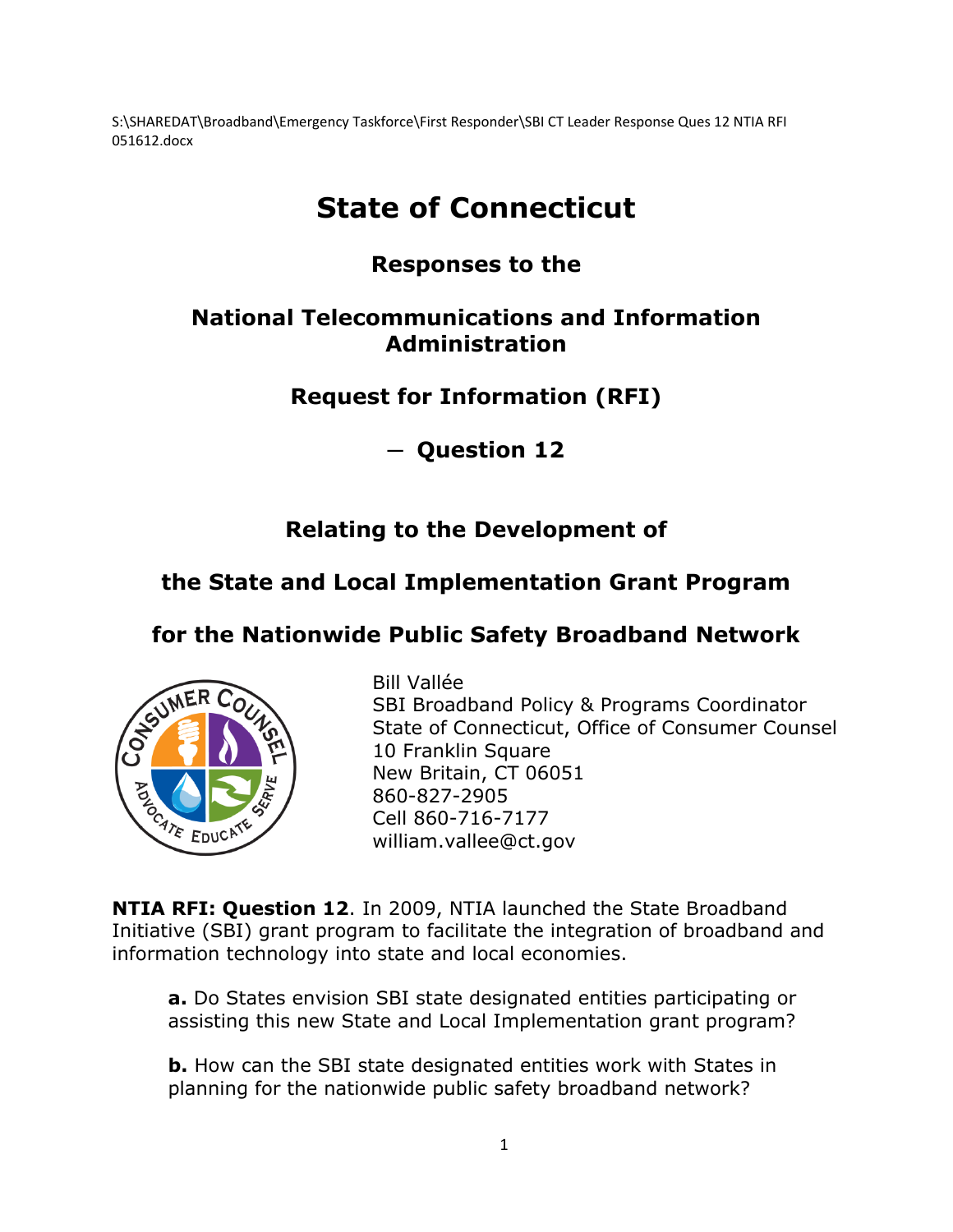S:\SHAREDAT\Broadband\Emergency Taskforce\First Responder\SBI CT Leader Response Ques 12 NTIA RFI 051612.docx

# State of Connecticut

## Responses to the

## National Telecommunications and Information Administration

## Request for Information (RFI)

## – Question 12

## Relating to the Development of

## the State and Local Implementation Grant Program

## for the Nationwide Public Safety Broadband Network

Bill Vallée
SBI Broadband Policy & Programs Coordinator
State of Connecticut, Office of Consumer Counsel
10 Franklin Square
New Britain, CT 06051
860-827-2905
Cell 860-716-7177
william.vallee@ct.gov

**NTIA RFI: Question 12**. In 2009, NTIA launched the State Broadband Initiative (SBI) grant program to facilitate the integration of broadband and information technology into state and local economies.

> **a.** Do States envision SBI state designated entities participating or assisting this new State and Local Implementation grant program?
>
> **b.** How can the SBI state designated entities work with States in planning for the nationwide public safety broadband network?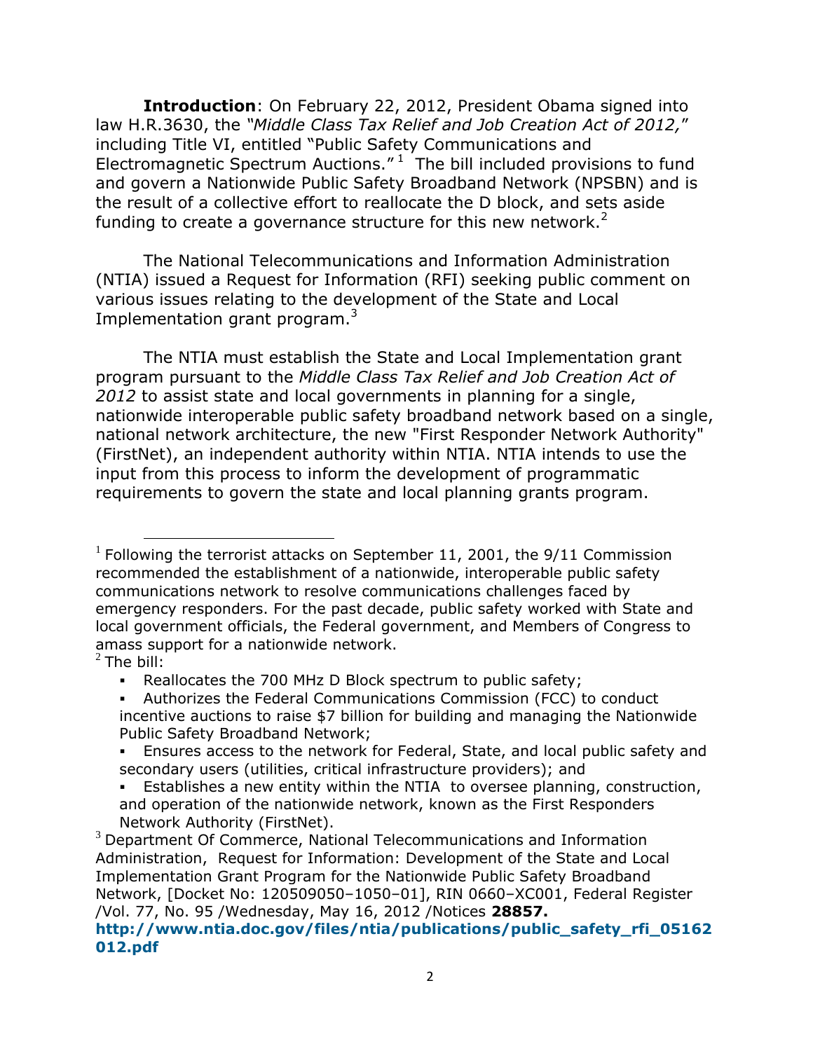**Introduction**: On February 22, 2012, President Obama signed into law H.R.3630, the *"Middle Class Tax Relief and Job Creation Act of 2012,"* including Title VI, entitled "Public Safety Communications and Electromagnetic Spectrum Auctions."[1] The bill included provisions to fund and govern a Nationwide Public Safety Broadband Network (NPSBN) and is the result of a collective effort to reallocate the D block, and sets aside funding to create a governance structure for this new network.[2]

The National Telecommunications and Information Administration (NTIA) issued a Request for Information (RFI) seeking public comment on various issues relating to the development of the State and Local Implementation grant program.[3]

The NTIA must establish the State and Local Implementation grant program pursuant to the *Middle Class Tax Relief and Job Creation Act of 2012* to assist state and local governments in planning for a single, nationwide interoperable public safety broadband network based on a single, national network architecture, the new "First Responder Network Authority" (FirstNet), an independent authority within NTIA. NTIA intends to use the input from this process to inform the development of programmatic requirements to govern the state and local planning grants program.

---

[1] Following the terrorist attacks on September 11, 2001, the 9/11 Commission recommended the establishment of a nationwide, interoperable public safety communications network to resolve communications challenges faced by emergency responders. For the past decade, public safety worked with State and local government officials, the Federal government, and Members of Congress to amass support for a nationwide network.

[2] The bill:

- Reallocates the 700 MHz D Block spectrum to public safety;
- Authorizes the Federal Communications Commission (FCC) to conduct incentive auctions to raise $7 billion for building and managing the Nationwide Public Safety Broadband Network;
- Ensures access to the network for Federal, State, and local public safety and secondary users (utilities, critical infrastructure providers); and
- Establishes a new entity within the NTIA to oversee planning, construction, and operation of the nationwide network, known as the First Responders Network Authority (FirstNet).

[3] Department Of Commerce, National Telecommunications and Information Administration, Request for Information: Development of the State and Local Implementation Grant Program for the Nationwide Public Safety Broadband Network, [Docket No: 120509050–1050–01], RIN 0660–XC001, Federal Register /Vol. 77, No. 95 /Wednesday, May 16, 2012 /Notices **28857.** **http://www.ntia.doc.gov/files/ntia/publications/public_safety_rfi_05162012.pdf**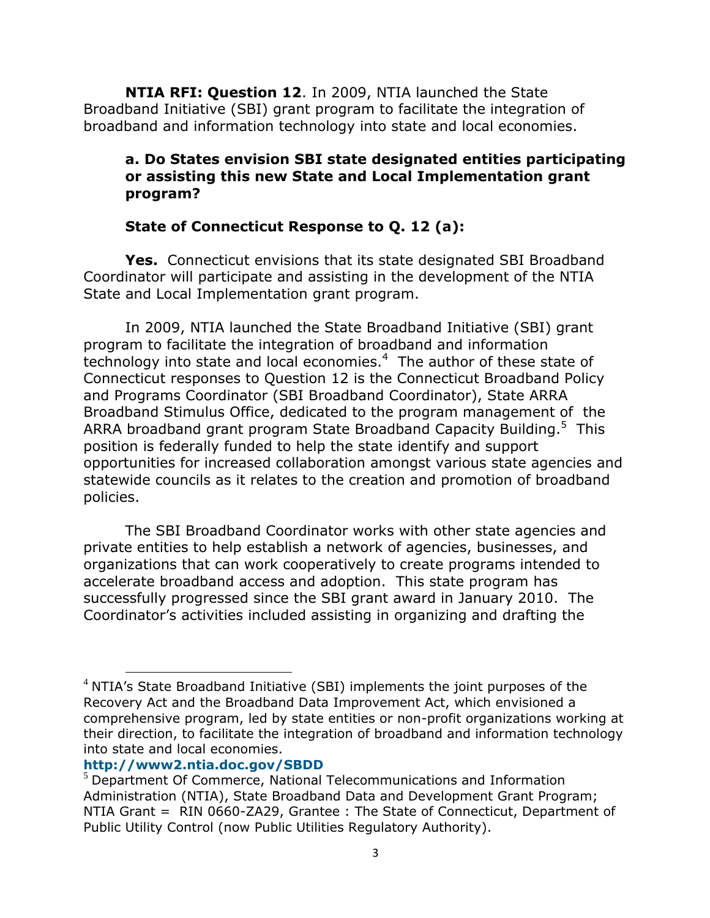**NTIA RFI: Question 12**. In 2009, NTIA launched the State Broadband Initiative (SBI) grant program to facilitate the integration of broadband and information technology into state and local economies.

**a. Do States envision SBI state designated entities participating or assisting this new State and Local Implementation grant program?**

**State of Connecticut Response to Q. 12 (a):**

**Yes.** Connecticut envisions that its state designated SBI Broadband Coordinator will participate and assisting in the development of the NTIA State and Local Implementation grant program.

In 2009, NTIA launched the State Broadband Initiative (SBI) grant program to facilitate the integration of broadband and information technology into state and local economies.[4] The author of these state of Connecticut responses to Question 12 is the Connecticut Broadband Policy and Programs Coordinator (SBI Broadband Coordinator), State ARRA Broadband Stimulus Office, dedicated to the program management of the ARRA broadband grant program State Broadband Capacity Building.[5] This position is federally funded to help the state identify and support opportunities for increased collaboration amongst various state agencies and statewide councils as it relates to the creation and promotion of broadband policies.

The SBI Broadband Coordinator works with other state agencies and private entities to help establish a network of agencies, businesses, and organizations that can work cooperatively to create programs intended to accelerate broadband access and adoption. This state program has successfully progressed since the SBI grant award in January 2010. The Coordinator's activities included assisting in organizing and drafting the

---

[4] NTIA's State Broadband Initiative (SBI) implements the joint purposes of the Recovery Act and the Broadband Data Improvement Act, which envisioned a comprehensive program, led by state entities or non-profit organizations working at their direction, to facilitate the integration of broadband and information technology into state and local economies.
**http://www2.ntia.doc.gov/SBDD**

[5] Department Of Commerce, National Telecommunications and Information Administration (NTIA), State Broadband Data and Development Grant Program; NTIA Grant = RIN 0660-ZA29, Grantee : The State of Connecticut, Department of Public Utility Control (now Public Utilities Regulatory Authority).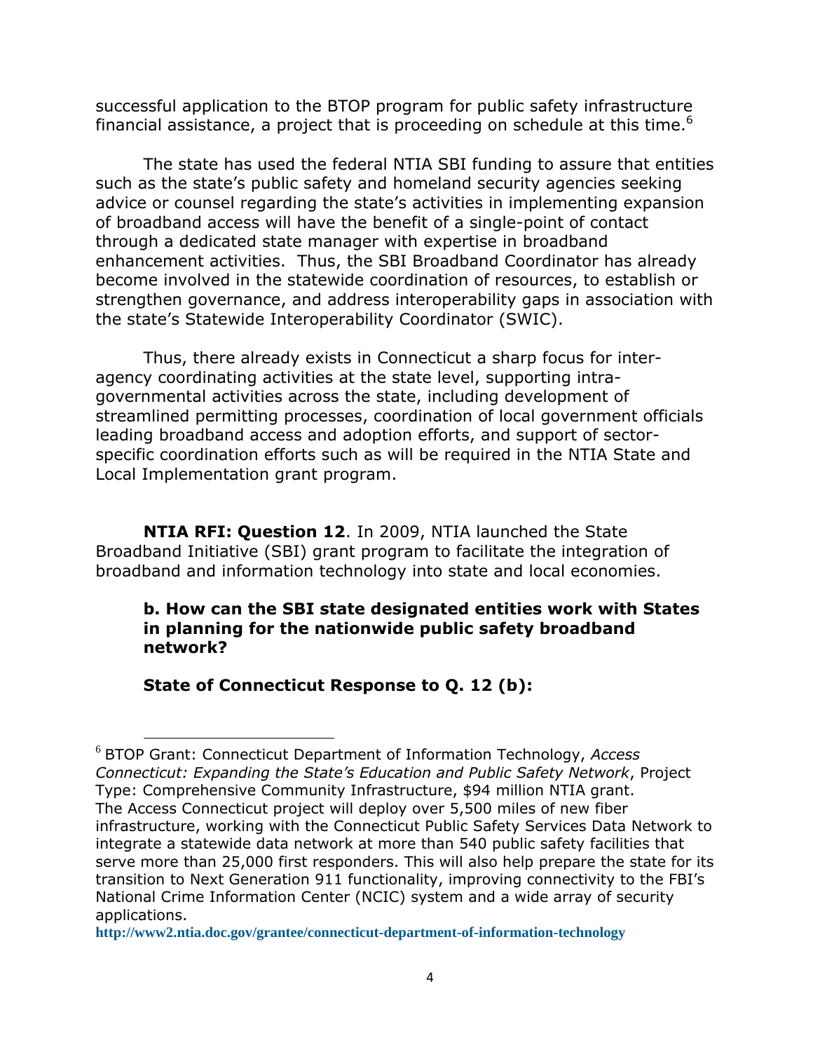successful application to the BTOP program for public safety infrastructure financial assistance, a project that is proceeding on schedule at this time.[6]

The state has used the federal NTIA SBI funding to assure that entities such as the state's public safety and homeland security agencies seeking advice or counsel regarding the state's activities in implementing expansion of broadband access will have the benefit of a single-point of contact through a dedicated state manager with expertise in broadband enhancement activities. Thus, the SBI Broadband Coordinator has already become involved in the statewide coordination of resources, to establish or strengthen governance, and address interoperability gaps in association with the state's Statewide Interoperability Coordinator (SWIC).

Thus, there already exists in Connecticut a sharp focus for inter-agency coordinating activities at the state level, supporting intra-governmental activities across the state, including development of streamlined permitting processes, coordination of local government officials leading broadband access and adoption efforts, and support of sector-specific coordination efforts such as will be required in the NTIA State and Local Implementation grant program.

**NTIA RFI: Question 12**. In 2009, NTIA launched the State Broadband Initiative (SBI) grant program to facilitate the integration of broadband and information technology into state and local economies.

**b. How can the SBI state designated entities work with States in planning for the nationwide public safety broadband network?**

**State of Connecticut Response to Q. 12 (b):**

---

[6] BTOP Grant: Connecticut Department of Information Technology, *Access Connecticut: Expanding the State's Education and Public Safety Network*, Project Type: Comprehensive Community Infrastructure, $94 million NTIA grant. The Access Connecticut project will deploy over 5,500 miles of new fiber infrastructure, working with the Connecticut Public Safety Services Data Network to integrate a statewide data network at more than 540 public safety facilities that serve more than 25,000 first responders. This will also help prepare the state for its transition to Next Generation 911 functionality, improving connectivity to the FBI's National Crime Information Center (NCIC) system and a wide array of security applications.
**http://www2.ntia.doc.gov/grantee/connecticut-department-of-information-technology**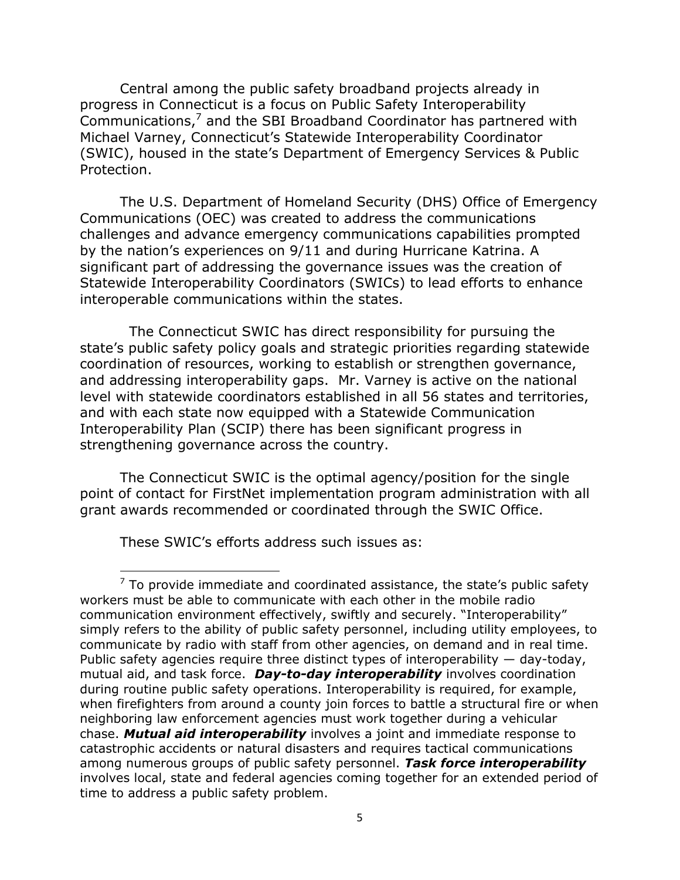Central among the public safety broadband projects already in progress in Connecticut is a focus on Public Safety Interoperability Communications,[7] and the SBI Broadband Coordinator has partnered with Michael Varney, Connecticut's Statewide Interoperability Coordinator (SWIC), housed in the state's Department of Emergency Services & Public Protection.

The U.S. Department of Homeland Security (DHS) Office of Emergency Communications (OEC) was created to address the communications challenges and advance emergency communications capabilities prompted by the nation's experiences on 9/11 and during Hurricane Katrina. A significant part of addressing the governance issues was the creation of Statewide Interoperability Coordinators (SWICs) to lead efforts to enhance interoperable communications within the states.

The Connecticut SWIC has direct responsibility for pursuing the state's public safety policy goals and strategic priorities regarding statewide coordination of resources, working to establish or strengthen governance, and addressing interoperability gaps. Mr. Varney is active on the national level with statewide coordinators established in all 56 states and territories, and with each state now equipped with a Statewide Communication Interoperability Plan (SCIP) there has been significant progress in strengthening governance across the country.

The Connecticut SWIC is the optimal agency/position for the single point of contact for FirstNet implementation program administration with all grant awards recommended or coordinated through the SWIC Office.

These SWIC's efforts address such issues as:

---

[7] To provide immediate and coordinated assistance, the state's public safety workers must be able to communicate with each other in the mobile radio communication environment effectively, swiftly and securely. "Interoperability" simply refers to the ability of public safety personnel, including utility employees, to communicate by radio with staff from other agencies, on demand and in real time. Public safety agencies require three distinct types of interoperability — day-today, mutual aid, and task force. ***Day-to-day interoperability*** involves coordination during routine public safety operations. Interoperability is required, for example, when firefighters from around a county join forces to battle a structural fire or when neighboring law enforcement agencies must work together during a vehicular chase. ***Mutual aid interoperability*** involves a joint and immediate response to catastrophic accidents or natural disasters and requires tactical communications among numerous groups of public safety personnel. ***Task force interoperability*** involves local, state and federal agencies coming together for an extended period of time to address a public safety problem.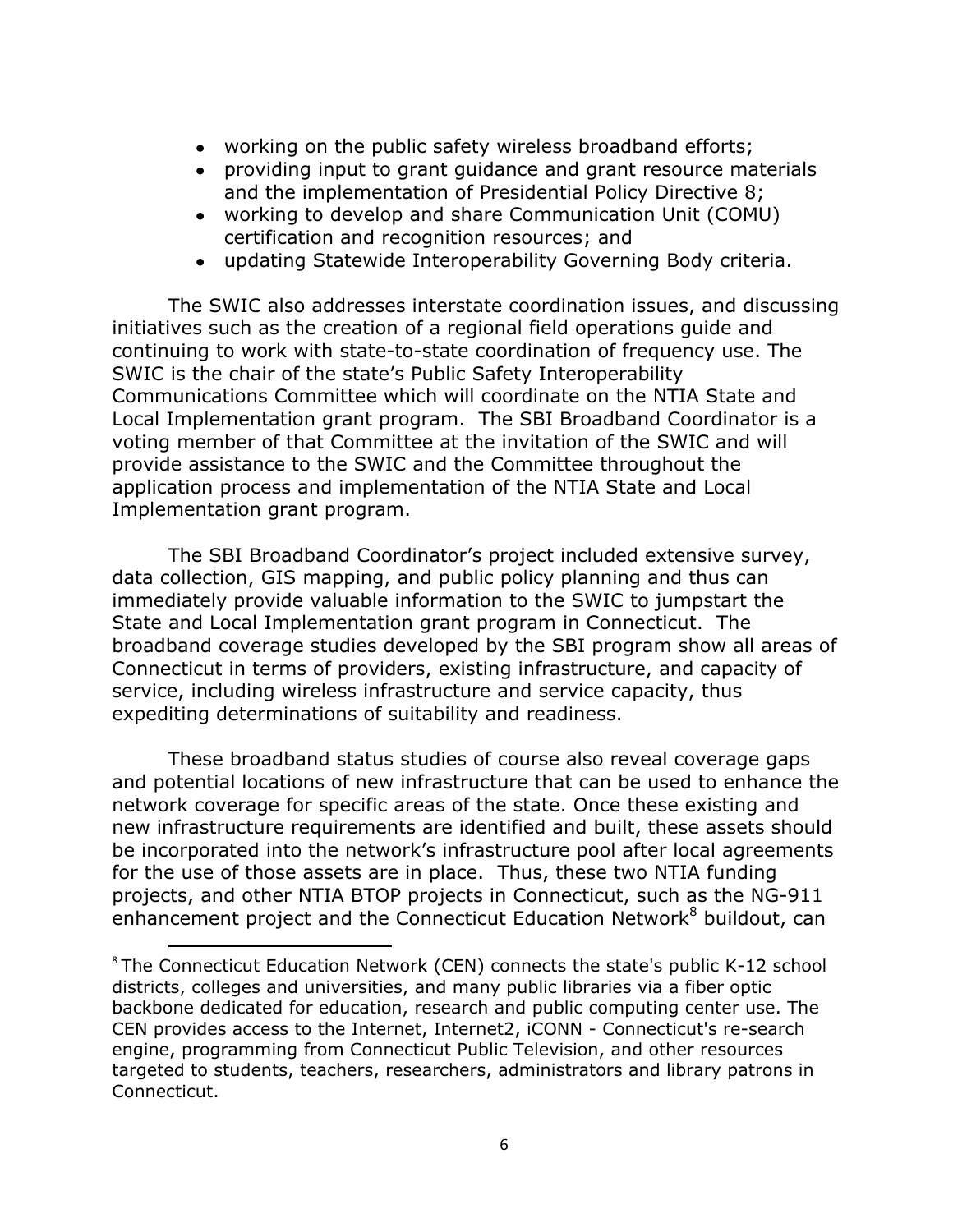- working on the public safety wireless broadband efforts;
- providing input to grant guidance and grant resource materials and the implementation of Presidential Policy Directive 8;
- working to develop and share Communication Unit (COMU) certification and recognition resources; and
- updating Statewide Interoperability Governing Body criteria.

The SWIC also addresses interstate coordination issues, and discussing initiatives such as the creation of a regional field operations guide and continuing to work with state-to-state coordination of frequency use. The SWIC is the chair of the state's Public Safety Interoperability Communications Committee which will coordinate on the NTIA State and Local Implementation grant program. The SBI Broadband Coordinator is a voting member of that Committee at the invitation of the SWIC and will provide assistance to the SWIC and the Committee throughout the application process and implementation of the NTIA State and Local Implementation grant program.

The SBI Broadband Coordinator's project included extensive survey, data collection, GIS mapping, and public policy planning and thus can immediately provide valuable information to the SWIC to jumpstart the State and Local Implementation grant program in Connecticut. The broadband coverage studies developed by the SBI program show all areas of Connecticut in terms of providers, existing infrastructure, and capacity of service, including wireless infrastructure and service capacity, thus expediting determinations of suitability and readiness.

These broadband status studies of course also reveal coverage gaps and potential locations of new infrastructure that can be used to enhance the network coverage for specific areas of the state. Once these existing and new infrastructure requirements are identified and built, these assets should be incorporated into the network's infrastructure pool after local agreements for the use of those assets are in place. Thus, these two NTIA funding projects, and other NTIA BTOP projects in Connecticut, such as the NG-911 enhancement project and the Connecticut Education Network[8] buildout, can

[8] The Connecticut Education Network (CEN) connects the state's public K-12 school districts, colleges and universities, and many public libraries via a fiber optic backbone dedicated for education, research and public computing center use. The CEN provides access to the Internet, Internet2, iCONN - Connecticut's re-search engine, programming from Connecticut Public Television, and other resources targeted to students, teachers, researchers, administrators and library patrons in Connecticut.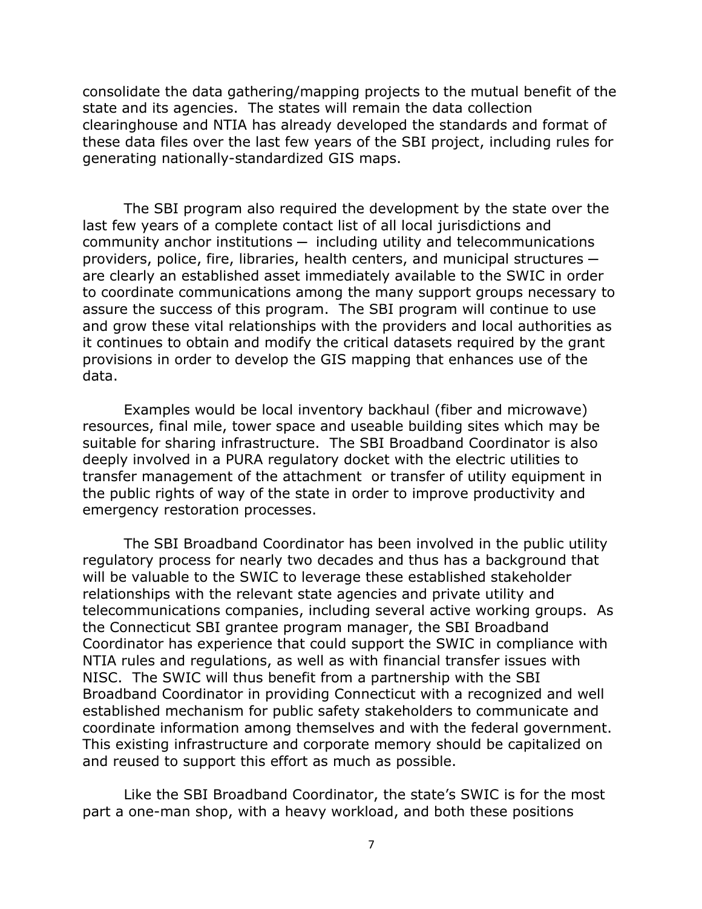consolidate the data gathering/mapping projects to the mutual benefit of the state and its agencies. The states will remain the data collection clearinghouse and NTIA has already developed the standards and format of these data files over the last few years of the SBI project, including rules for generating nationally-standardized GIS maps.

The SBI program also required the development by the state over the last few years of a complete contact list of all local jurisdictions and community anchor institutions — including utility and telecommunications providers, police, fire, libraries, health centers, and municipal structures — are clearly an established asset immediately available to the SWIC in order to coordinate communications among the many support groups necessary to assure the success of this program. The SBI program will continue to use and grow these vital relationships with the providers and local authorities as it continues to obtain and modify the critical datasets required by the grant provisions in order to develop the GIS mapping that enhances use of the data.

Examples would be local inventory backhaul (fiber and microwave) resources, final mile, tower space and useable building sites which may be suitable for sharing infrastructure. The SBI Broadband Coordinator is also deeply involved in a PURA regulatory docket with the electric utilities to transfer management of the attachment or transfer of utility equipment in the public rights of way of the state in order to improve productivity and emergency restoration processes.

The SBI Broadband Coordinator has been involved in the public utility regulatory process for nearly two decades and thus has a background that will be valuable to the SWIC to leverage these established stakeholder relationships with the relevant state agencies and private utility and telecommunications companies, including several active working groups. As the Connecticut SBI grantee program manager, the SBI Broadband Coordinator has experience that could support the SWIC in compliance with NTIA rules and regulations, as well as with financial transfer issues with NISC. The SWIC will thus benefit from a partnership with the SBI Broadband Coordinator in providing Connecticut with a recognized and well established mechanism for public safety stakeholders to communicate and coordinate information among themselves and with the federal government. This existing infrastructure and corporate memory should be capitalized on and reused to support this effort as much as possible.

Like the SBI Broadband Coordinator, the state's SWIC is for the most part a one-man shop, with a heavy workload, and both these positions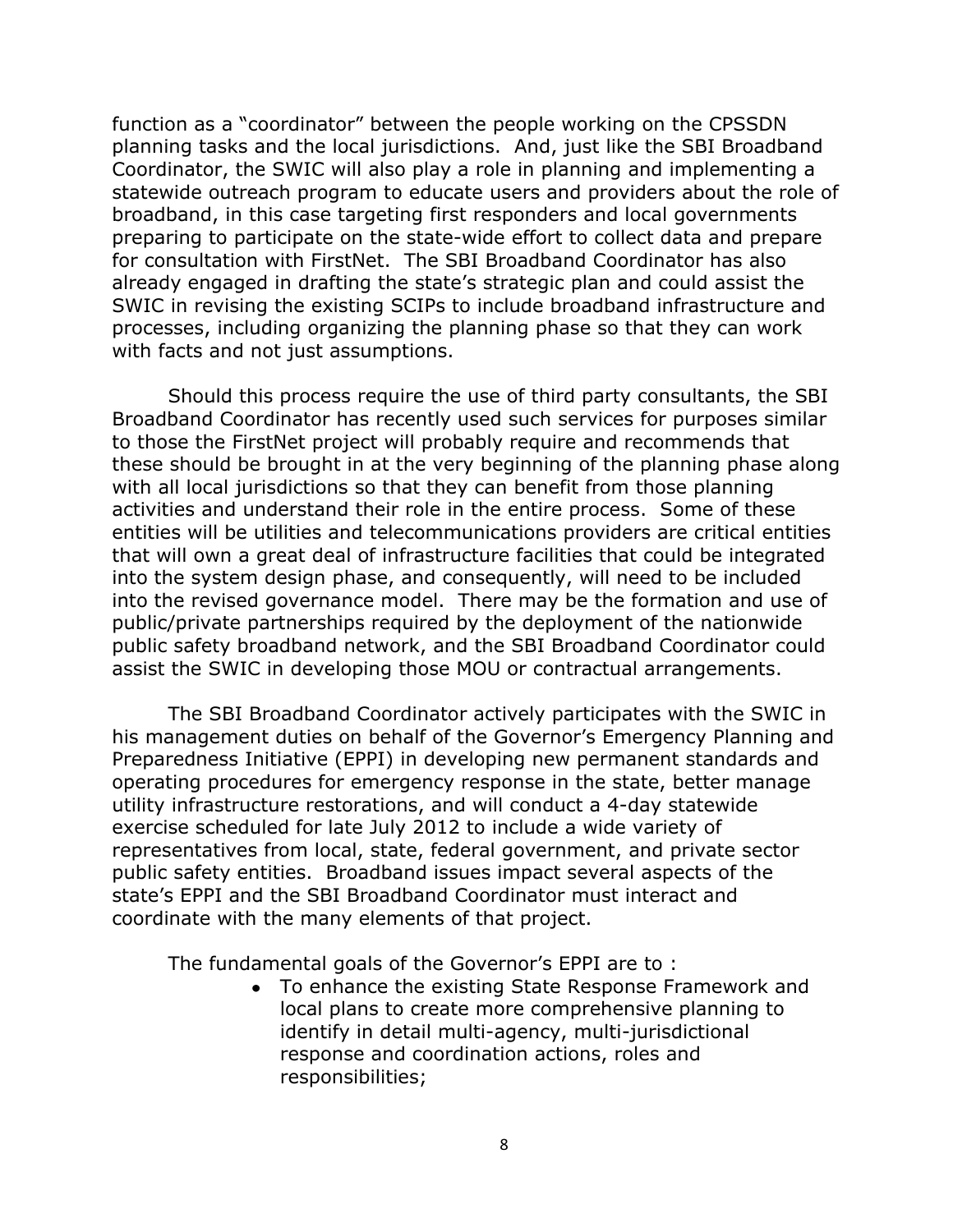function as a "coordinator" between the people working on the CPSSDN planning tasks and the local jurisdictions. And, just like the SBI Broadband Coordinator, the SWIC will also play a role in planning and implementing a statewide outreach program to educate users and providers about the role of broadband, in this case targeting first responders and local governments preparing to participate on the state-wide effort to collect data and prepare for consultation with FirstNet. The SBI Broadband Coordinator has also already engaged in drafting the state's strategic plan and could assist the SWIC in revising the existing SCIPs to include broadband infrastructure and processes, including organizing the planning phase so that they can work with facts and not just assumptions.

Should this process require the use of third party consultants, the SBI Broadband Coordinator has recently used such services for purposes similar to those the FirstNet project will probably require and recommends that these should be brought in at the very beginning of the planning phase along with all local jurisdictions so that they can benefit from those planning activities and understand their role in the entire process. Some of these entities will be utilities and telecommunications providers are critical entities that will own a great deal of infrastructure facilities that could be integrated into the system design phase, and consequently, will need to be included into the revised governance model. There may be the formation and use of public/private partnerships required by the deployment of the nationwide public safety broadband network, and the SBI Broadband Coordinator could assist the SWIC in developing those MOU or contractual arrangements.

The SBI Broadband Coordinator actively participates with the SWIC in his management duties on behalf of the Governor's Emergency Planning and Preparedness Initiative (EPPI) in developing new permanent standards and operating procedures for emergency response in the state, better manage utility infrastructure restorations, and will conduct a 4-day statewide exercise scheduled for late July 2012 to include a wide variety of representatives from local, state, federal government, and private sector public safety entities. Broadband issues impact several aspects of the state's EPPI and the SBI Broadband Coordinator must interact and coordinate with the many elements of that project.

The fundamental goals of the Governor's EPPI are to :

- To enhance the existing State Response Framework and local plans to create more comprehensive planning to identify in detail multi-agency, multi-jurisdictional response and coordination actions, roles and responsibilities;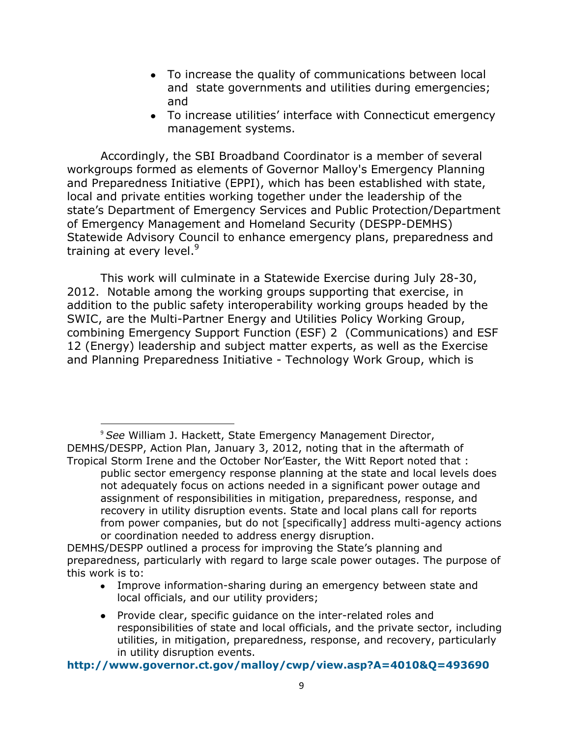- To increase the quality of communications between local and state governments and utilities during emergencies; and
- To increase utilities' interface with Connecticut emergency management systems.

Accordingly, the SBI Broadband Coordinator is a member of several workgroups formed as elements of Governor Malloy's Emergency Planning and Preparedness Initiative (EPPI), which has been established with state, local and private entities working together under the leadership of the state's Department of Emergency Services and Public Protection/Department of Emergency Management and Homeland Security (DESPP-DEMHS) Statewide Advisory Council to enhance emergency plans, preparedness and training at every level.[9]

This work will culminate in a Statewide Exercise during July 28-30, 2012. Notable among the working groups supporting that exercise, in addition to the public safety interoperability working groups headed by the SWIC, are the Multi-Partner Energy and Utilities Policy Working Group, combining Emergency Support Function (ESF) 2 (Communications) and ESF 12 (Energy) leadership and subject matter experts, as well as the Exercise and Planning Preparedness Initiative - Technology Work Group, which is

---

[9] *See* William J. Hackett, State Emergency Management Director, DEMHS/DESPP, Action Plan, January 3, 2012, noting that in the aftermath of Tropical Storm Irene and the October Nor'Easter, the Witt Report noted that :

> public sector emergency response planning at the state and local levels does not adequately focus on actions needed in a significant power outage and assignment of responsibilities in mitigation, preparedness, response, and recovery in utility disruption events. State and local plans call for reports from power companies, but do not [specifically] address multi-agency actions or coordination needed to address energy disruption.

DEMHS/DESPP outlined a process for improving the State's planning and preparedness, particularly with regard to large scale power outages. The purpose of this work is to:

- Improve information-sharing during an emergency between state and local officials, and our utility providers;
- Provide clear, specific guidance on the inter-related roles and responsibilities of state and local officials, and the private sector, including utilities, in mitigation, preparedness, response, and recovery, particularly in utility disruption events.

**http://www.governor.ct.gov/malloy/cwp/view.asp?A=4010&Q=493690**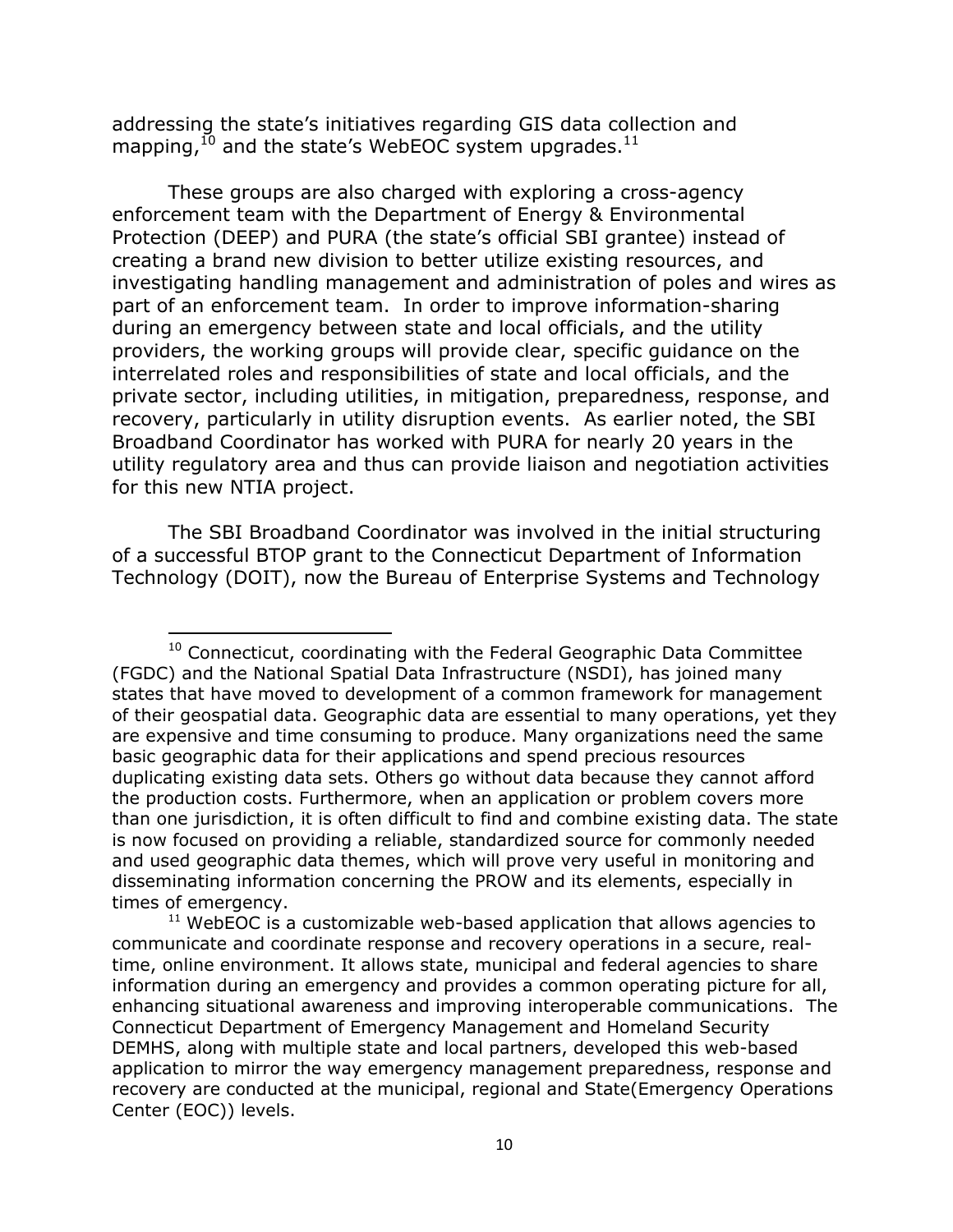addressing the state's initiatives regarding GIS data collection and mapping,[10] and the state's WebEOC system upgrades.[11]

These groups are also charged with exploring a cross-agency enforcement team with the Department of Energy & Environmental Protection (DEEP) and PURA (the state's official SBI grantee) instead of creating a brand new division to better utilize existing resources, and investigating handling management and administration of poles and wires as part of an enforcement team. In order to improve information-sharing during an emergency between state and local officials, and the utility providers, the working groups will provide clear, specific guidance on the interrelated roles and responsibilities of state and local officials, and the private sector, including utilities, in mitigation, preparedness, response, and recovery, particularly in utility disruption events. As earlier noted, the SBI Broadband Coordinator has worked with PURA for nearly 20 years in the utility regulatory area and thus can provide liaison and negotiation activities for this new NTIA project.

The SBI Broadband Coordinator was involved in the initial structuring of a successful BTOP grant to the Connecticut Department of Information Technology (DOIT), now the Bureau of Enterprise Systems and Technology

---

[10] Connecticut, coordinating with the Federal Geographic Data Committee (FGDC) and the National Spatial Data Infrastructure (NSDI), has joined many states that have moved to development of a common framework for management of their geospatial data. Geographic data are essential to many operations, yet they are expensive and time consuming to produce. Many organizations need the same basic geographic data for their applications and spend precious resources duplicating existing data sets. Others go without data because they cannot afford the production costs. Furthermore, when an application or problem covers more than one jurisdiction, it is often difficult to find and combine existing data. The state is now focused on providing a reliable, standardized source for commonly needed and used geographic data themes, which will prove very useful in monitoring and disseminating information concerning the PROW and its elements, especially in times of emergency.

[11] WebEOC is a customizable web-based application that allows agencies to communicate and coordinate response and recovery operations in a secure, real-time, online environment. It allows state, municipal and federal agencies to share information during an emergency and provides a common operating picture for all, enhancing situational awareness and improving interoperable communications. The Connecticut Department of Emergency Management and Homeland Security DEMHS, along with multiple state and local partners, developed this web-based application to mirror the way emergency management preparedness, response and recovery are conducted at the municipal, regional and State(Emergency Operations Center (EOC)) levels.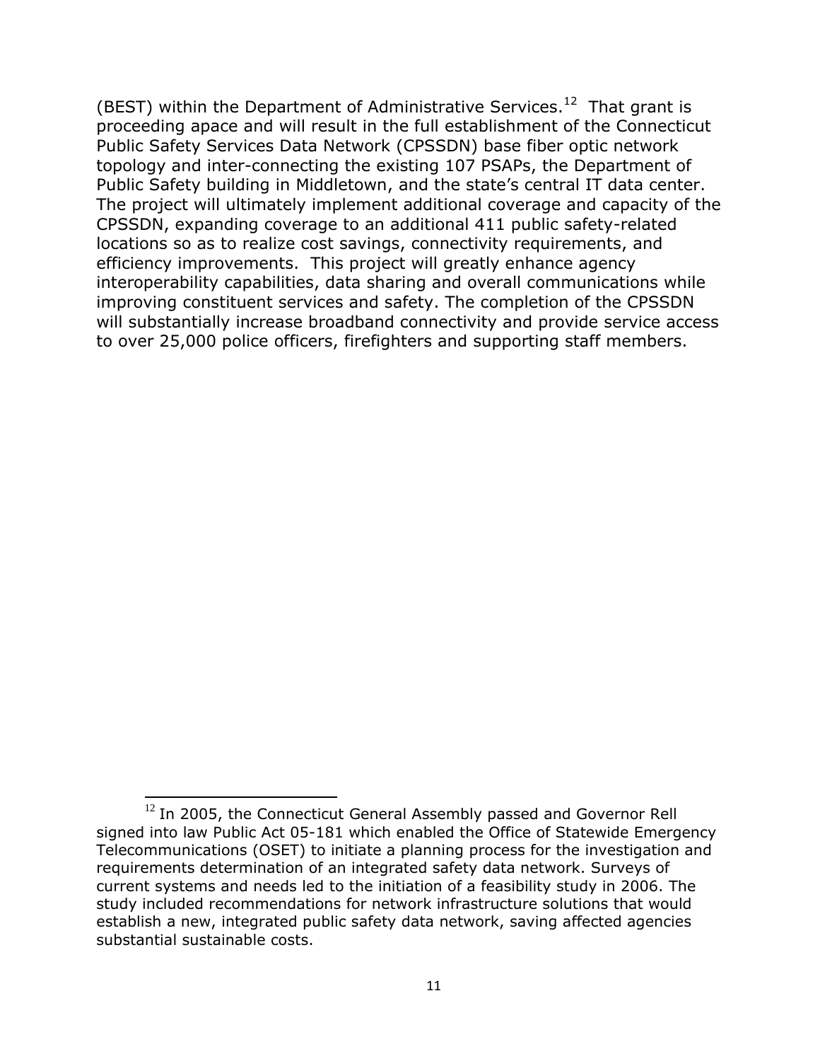(BEST) within the Department of Administrative Services.[12] That grant is proceeding apace and will result in the full establishment of the Connecticut Public Safety Services Data Network (CPSSDN) base fiber optic network topology and inter-connecting the existing 107 PSAPs, the Department of Public Safety building in Middletown, and the state's central IT data center. The project will ultimately implement additional coverage and capacity of the CPSSDN, expanding coverage to an additional 411 public safety-related locations so as to realize cost savings, connectivity requirements, and efficiency improvements. This project will greatly enhance agency interoperability capabilities, data sharing and overall communications while improving constituent services and safety. The completion of the CPSSDN will substantially increase broadband connectivity and provide service access to over 25,000 police officers, firefighters and supporting staff members.

[12] In 2005, the Connecticut General Assembly passed and Governor Rell signed into law Public Act 05-181 which enabled the Office of Statewide Emergency Telecommunications (OSET) to initiate a planning process for the investigation and requirements determination of an integrated safety data network. Surveys of current systems and needs led to the initiation of a feasibility study in 2006. The study included recommendations for network infrastructure solutions that would establish a new, integrated public safety data network, saving affected agencies substantial sustainable costs.